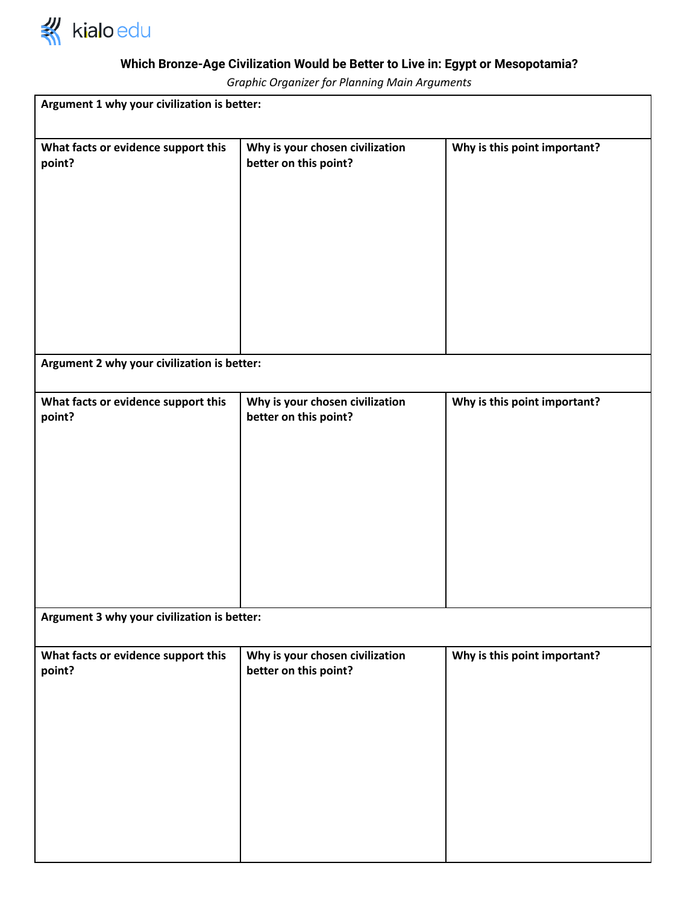kialo edu

### Which Bronze-Age Civilization Would be Better to Live in: Egypt or Mesopotamia?

*Graphic Organizer for Planning Main Arguments*

| **Argument 1 why your civilization is better:** | | |
|---|---|---|
| **What facts or evidence support this point?** | **Why is your chosen civilization better on this point?** | **Why is this point important?** |
| **Argument 2 why your civilization is better:** | | |
| **What facts or evidence support this point?** | **Why is your chosen civilization better on this point?** | **Why is this point important?** |
| **Argument 3 why your civilization is better:** | | |
| **What facts or evidence support this point?** | **Why is your chosen civilization better on this point?** | **Why is this point important?** |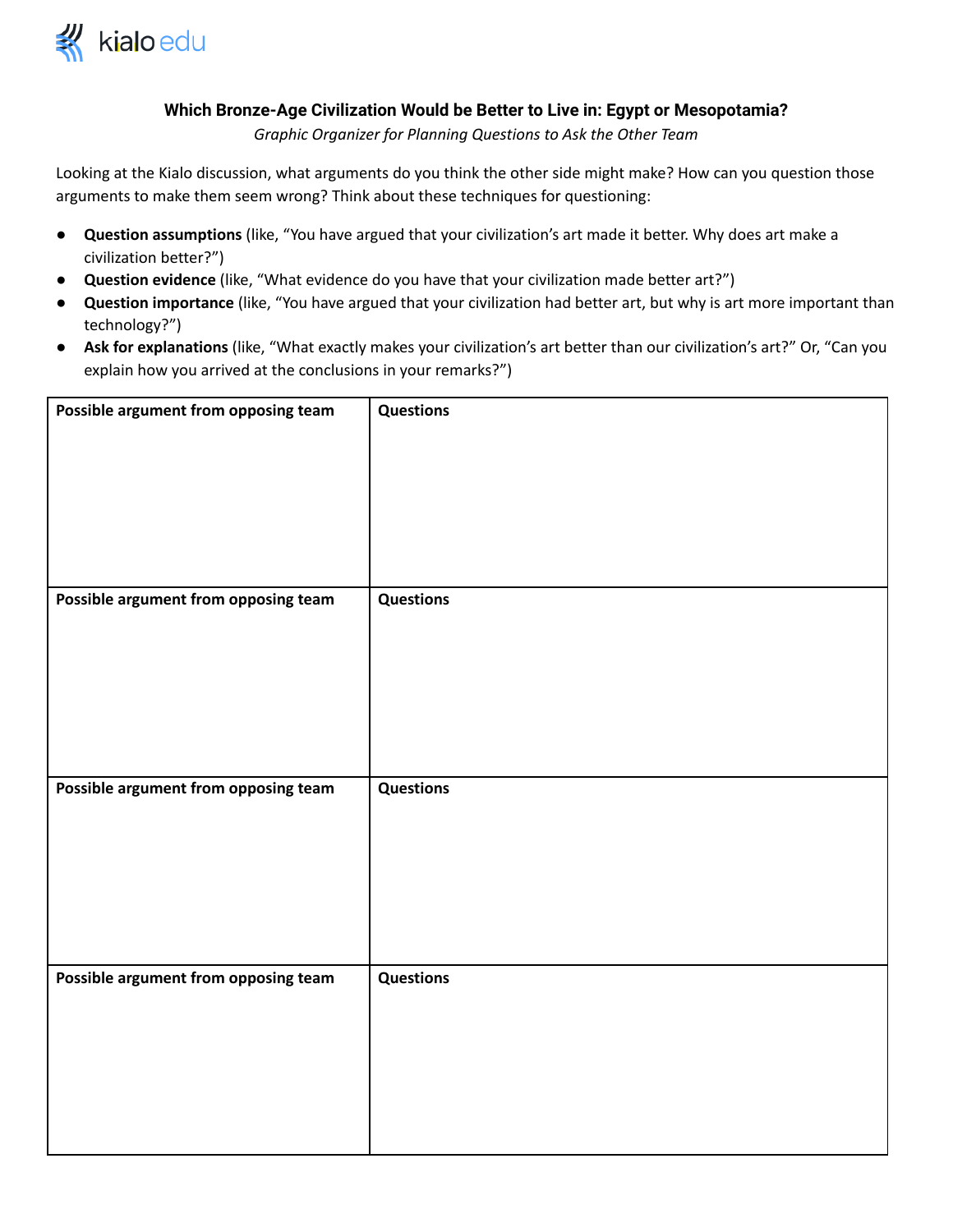**Which Bronze-Age Civilization Would be Better to Live in: Egypt or Mesopotamia?**

*Graphic Organizer for Planning Questions to Ask the Other Team*

Looking at the Kialo discussion, what arguments do you think the other side might make? How can you question those arguments to make them seem wrong? Think about these techniques for questioning:

- **Question assumptions** (like, "You have argued that your civilization's art made it better. Why does art make a civilization better?")
- **Question evidence** (like, "What evidence do you have that your civilization made better art?")
- **Question importance** (like, "You have argued that your civilization had better art, but why is art more important than technology?")
- **Ask for explanations** (like, "What exactly makes your civilization's art better than our civilization's art?" Or, "Can you explain how you arrived at the conclusions in your remarks?")

| Possible argument from opposing team | Questions |
|---|---|
| | |
| **Possible argument from opposing team** | **Questions** |
| | |
| **Possible argument from opposing team** | **Questions** |
| | |
| **Possible argument from opposing team** | **Questions** |
| | |